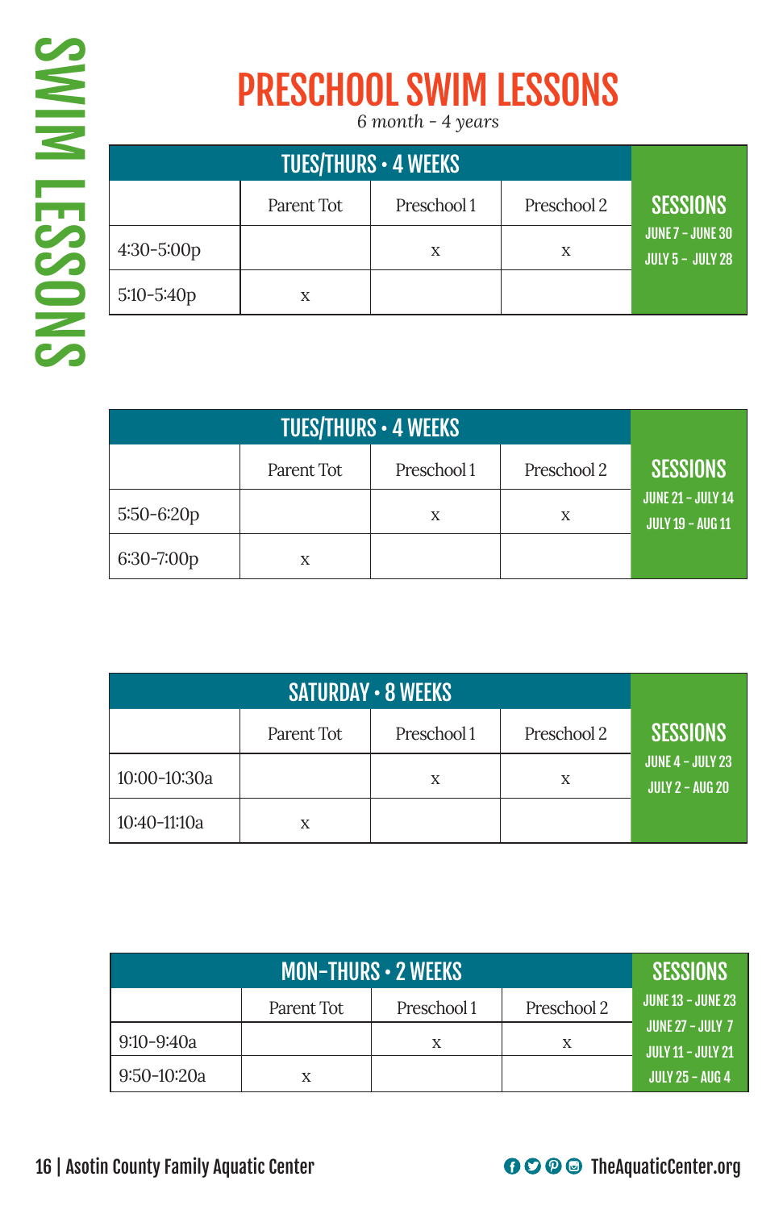# SWIM LESSONS

## PRESCHOOL SWIM LESSONS

*6 month - 4 years*

| TUES/THURS • 4 WEEKS | | | | SESSIONS |
|---|---|---|---|---|
| | Parent Tot | Preschool 1 | Preschool 2 | JUNE 7 - JUNE 30<br>JULY 5 - JULY 28 |
| 4:30-5:00p | | x | x | |
| 5:10-5:40p | x | | | |

| TUES/THURS • 4 WEEKS | | | | SESSIONS |
|---|---|---|---|---|
| | Parent Tot | Preschool 1 | Preschool 2 | JUNE 21 - JULY 14<br>JULY 19 - AUG 11 |
| 5:50-6:20p | | x | x | |
| 6:30-7:00p | x | | | |

| SATURDAY • 8 WEEKS | | | | SESSIONS |
|---|---|---|---|---|
| | Parent Tot | Preschool 1 | Preschool 2 | JUNE 4 - JULY 23<br>JULY 2 - AUG 20 |
| 10:00-10:30a | | x | x | |
| 10:40-11:10a | x | | | |

| MON-THURS • 2 WEEKS | | | | SESSIONS |
|---|---|---|---|---|
| | Parent Tot | Preschool 1 | Preschool 2 | JUNE 13 - JUNE 23<br>JUNE 27 - JULY 7<br>JULY 11 - JULY 21<br>JULY 25 - AUG 4 |
| 9:10-9:40a | | x | x | |
| 9:50-10:20a | x | | | |

Asotin County Family Aquatic Center

TheAquaticCenter.org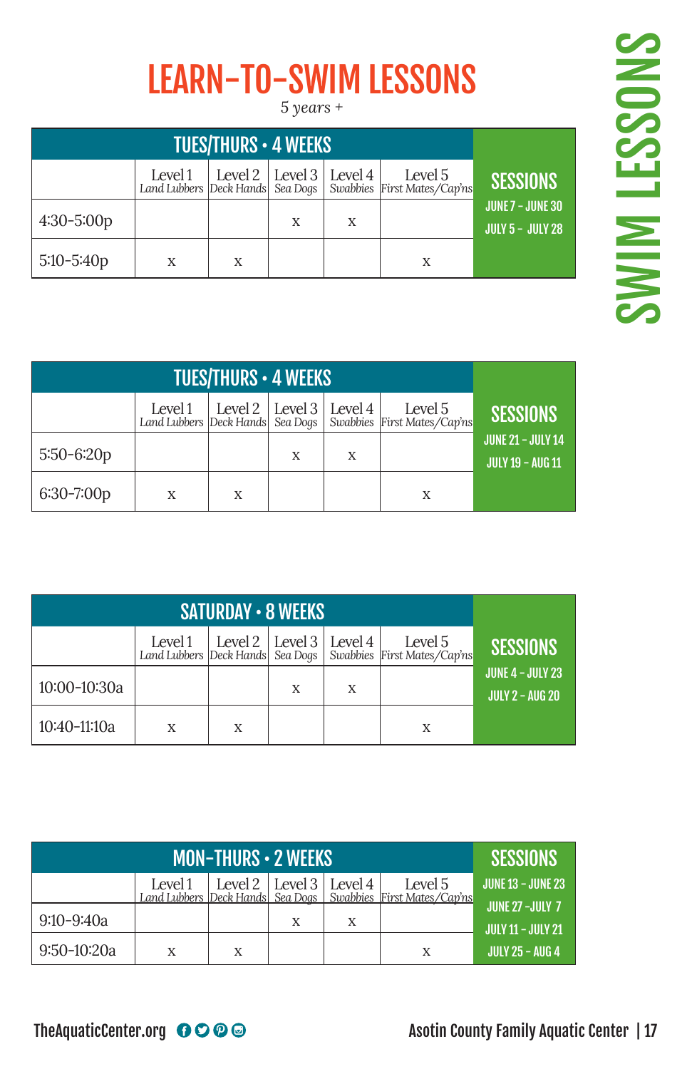# LEARN-TO-SWIM LESSONS

*5 years +*

SWIM LESSONS

## TUES/THURS • 4 WEEKS

| | Level 1 *Land Lubbers* | Level 2 *Deck Hands* | Level 3 *Sea Dogs* | Level 4 *Swabbies* | Level 5 *First Mates/Cap'ns* |
|---|---|---|---|---|---|
| 4:30-5:00p | | | x | x | |
| 5:10-5:40p | x | x | | | x |

**SESSIONS**
JUNE 7 – JUNE 30
JULY 5 – JULY 28

## TUES/THURS • 4 WEEKS

| | Level 1 *Land Lubbers* | Level 2 *Deck Hands* | Level 3 *Sea Dogs* | Level 4 *Swabbies* | Level 5 *First Mates/Cap'ns* |
|---|---|---|---|---|---|
| 5:50-6:20p | | | x | x | |
| 6:30-7:00p | x | x | | | x |

**SESSIONS**
JUNE 21 – JULY 14
JULY 19 – AUG 11

## SATURDAY • 8 WEEKS

| | Level 1 *Land Lubbers* | Level 2 *Deck Hands* | Level 3 *Sea Dogs* | Level 4 *Swabbies* | Level 5 *First Mates/Cap'ns* |
|---|---|---|---|---|---|
| 10:00-10:30a | | | x | x | |
| 10:40-11:10a | x | x | | | x |

**SESSIONS**
JUNE 4 – JULY 23
JULY 2 – AUG 20

## MON-THURS • 2 WEEKS

| | Level 1 *Land Lubbers* | Level 2 *Deck Hands* | Level 3 *Sea Dogs* | Level 4 *Swabbies* | Level 5 *First Mates/Cap'ns* |
|---|---|---|---|---|---|
| 9:10-9:40a | | | x | x | |
| 9:50-10:20a | x | x | | | x |

**SESSIONS**
JUNE 13 – JUNE 23
JUNE 27 – JULY 7
JULY 11 – JULY 21
JULY 25 – AUG 4

TheAquaticCenter.org

Asotin County Family Aquatic Center